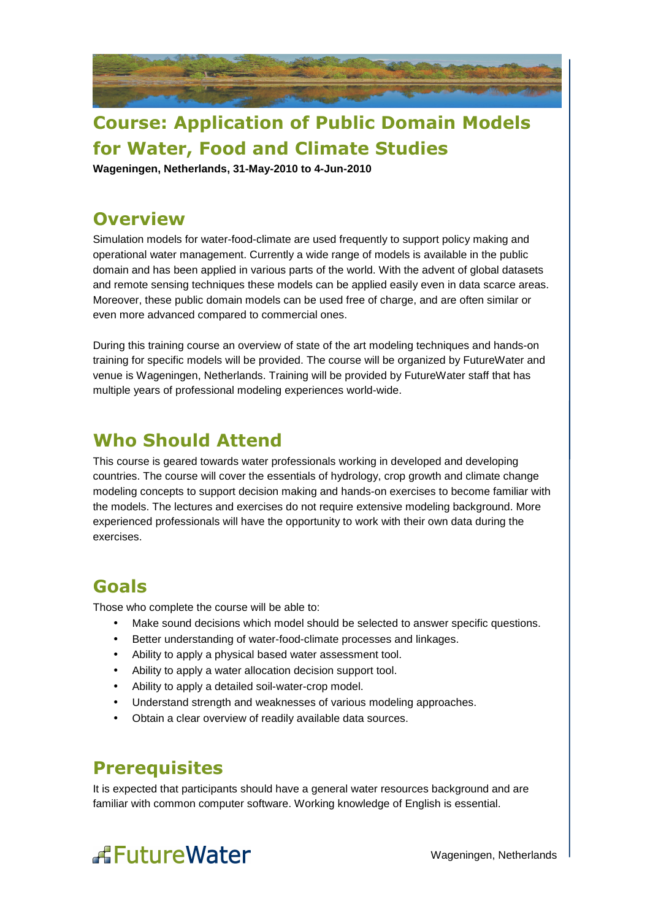# Course: Application of Public Domain Models for Water, Food and Climate Studies

**Wageningen, Netherlands, 31-May-2010 to 4-Jun-2010**

## Overview

Simulation models for water-food-climate are used frequently to support policy making and operational water management. Currently a wide range of models is available in the public domain and has been applied in various parts of the world. With the advent of global datasets and remote sensing techniques these models can be applied easily even in data scarce areas. Moreover, these public domain models can be used free of charge, and are often similar or even more advanced compared to commercial ones.

During this training course an overview of state of the art modeling techniques and hands-on training for specific models will be provided. The course will be organized by FutureWater and venue is Wageningen, Netherlands. Training will be provided by FutureWater staff that has multiple years of professional modeling experiences world-wide.

## Who Should Attend

This course is geared towards water professionals working in developed and developing countries. The course will cover the essentials of hydrology, crop growth and climate change modeling concepts to support decision making and hands-on exercises to become familiar with the models. The lectures and exercises do not require extensive modeling background. More experienced professionals will have the opportunity to work with their own data during the exercises.

## Goals

Those who complete the course will be able to:

- Make sound decisions which model should be selected to answer specific questions.
- Better understanding of water-food-climate processes and linkages.
- Ability to apply a physical based water assessment tool.
- Ability to apply a water allocation decision support tool.
- Ability to apply a detailed soil-water-crop model.
- Understand strength and weaknesses of various modeling approaches.
- Obtain a clear overview of readily available data sources.

## Prerequisites

It is expected that participants should have a general water resources background and are familiar with common computer software. Working knowledge of English is essential.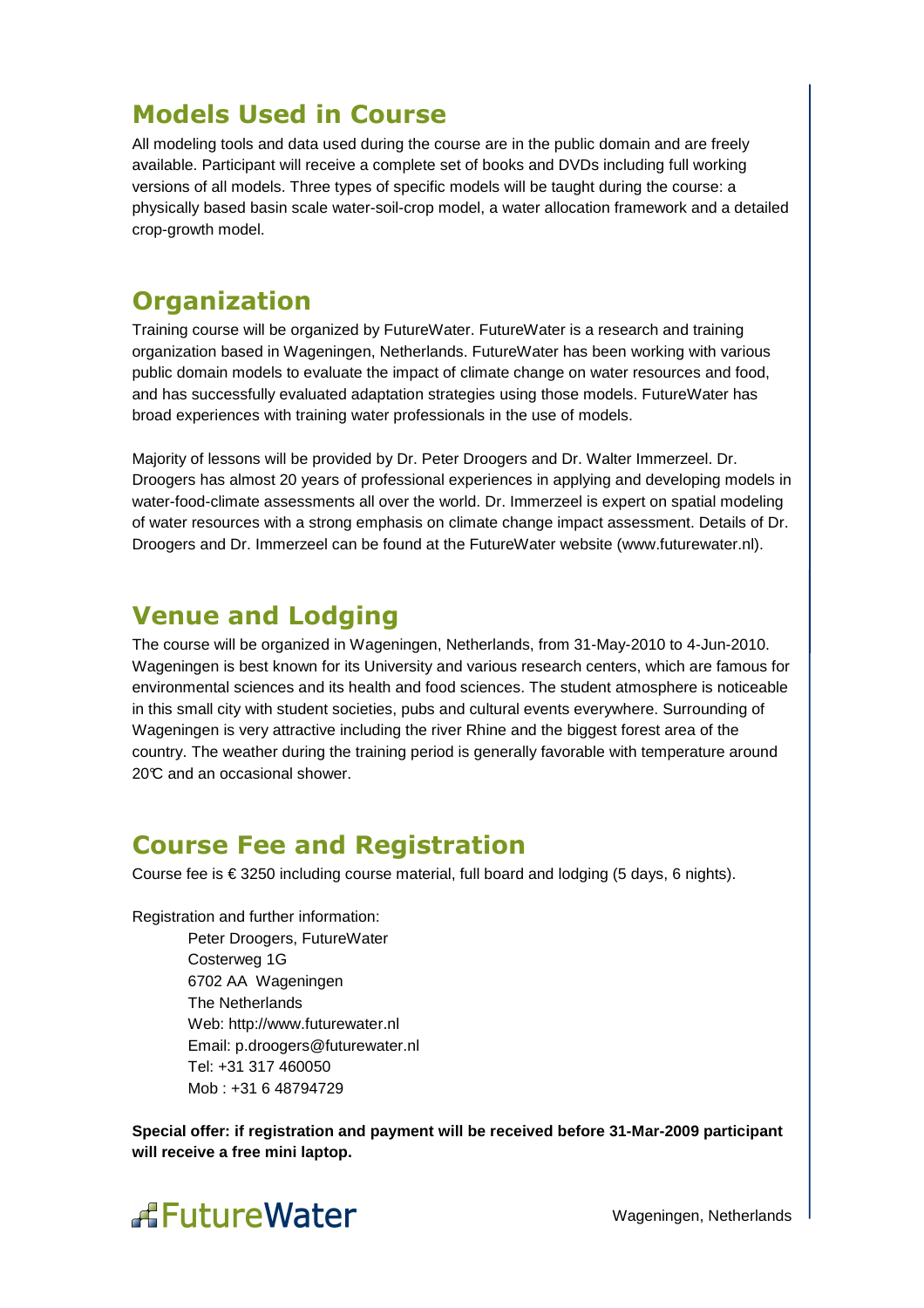## Models Used in Course

All modeling tools and data used during the course are in the public domain and are freely available. Participant will receive a complete set of books and DVDs including full working versions of all models. Three types of specific models will be taught during the course: a physically based basin scale water-soil-crop model, a water allocation framework and a detailed crop-growth model.

## Organization

Training course will be organized by FutureWater. FutureWater is a research and training organization based in Wageningen, Netherlands. FutureWater has been working with various public domain models to evaluate the impact of climate change on water resources and food, and has successfully evaluated adaptation strategies using those models. FutureWater has broad experiences with training water professionals in the use of models.

Majority of lessons will be provided by Dr. Peter Droogers and Dr. Walter Immerzeel. Dr. Droogers has almost 20 years of professional experiences in applying and developing models in water-food-climate assessments all over the world. Dr. Immerzeel is expert on spatial modeling of water resources with a strong emphasis on climate change impact assessment. Details of Dr. Droogers and Dr. Immerzeel can be found at the FutureWater website (www.futurewater.nl).

## Venue and Lodging

The course will be organized in Wageningen, Netherlands, from 31-May-2010 to 4-Jun-2010. Wageningen is best known for its University and various research centers, which are famous for environmental sciences and its health and food sciences. The student atmosphere is noticeable in this small city with student societies, pubs and cultural events everywhere. Surrounding of Wageningen is very attractive including the river Rhine and the biggest forest area of the country. The weather during the training period is generally favorable with temperature around 20℃ and an occasional shower.

## Course Fee and Registration

Course fee is € 3250 including course material, full board and lodging (5 days, 6 nights).

Registration and further information:

Peter Droogers, FutureWater
Costerweg 1G
6702 AA Wageningen
The Netherlands
Web: http://www.futurewater.nl
Email: p.droogers@futurewater.nl
Tel: +31 317 460050
Mob : +31 6 48794729

**Special offer: if registration and payment will be received before 31-Mar-2009 participant will receive a free mini laptop.**